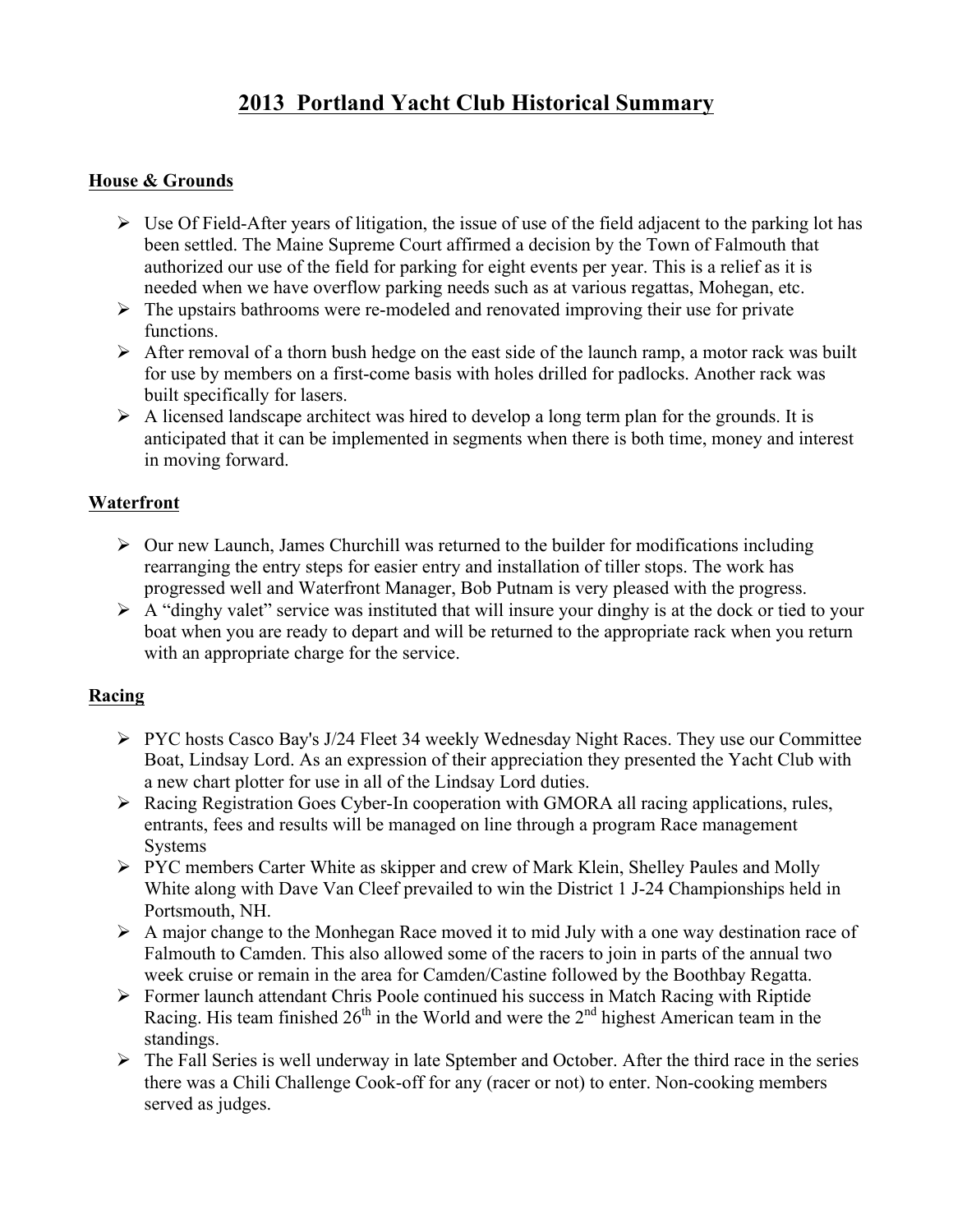# 2013 Portland Yacht Club Historical Summary

## House & Grounds

- Use Of Field-After years of litigation, the issue of use of the field adjacent to the parking lot has been settled. The Maine Supreme Court affirmed a decision by the Town of Falmouth that authorized our use of the field for parking for eight events per year. This is a relief as it is needed when we have overflow parking needs such as at various regattas, Mohegan, etc.
- The upstairs bathrooms were re-modeled and renovated improving their use for private functions.
- After removal of a thorn bush hedge on the east side of the launch ramp, a motor rack was built for use by members on a first-come basis with holes drilled for padlocks. Another rack was built specifically for lasers.
- A licensed landscape architect was hired to develop a long term plan for the grounds. It is anticipated that it can be implemented in segments when there is both time, money and interest in moving forward.

## Waterfront

- Our new Launch, James Churchill was returned to the builder for modifications including rearranging the entry steps for easier entry and installation of tiller stops. The work has progressed well and Waterfront Manager, Bob Putnam is very pleased with the progress.
- A "dinghy valet" service was instituted that will insure your dinghy is at the dock or tied to your boat when you are ready to depart and will be returned to the appropriate rack when you return with an appropriate charge for the service.

## Racing

- PYC hosts Casco Bay's J/24 Fleet 34 weekly Wednesday Night Races. They use our Committee Boat, Lindsay Lord. As an expression of their appreciation they presented the Yacht Club with a new chart plotter for use in all of the Lindsay Lord duties.
- Racing Registration Goes Cyber-In cooperation with GMORA all racing applications, rules, entrants, fees and results will be managed on line through a program Race management Systems
- PYC members Carter White as skipper and crew of Mark Klein, Shelley Paules and Molly White along with Dave Van Cleef prevailed to win the District 1 J-24 Championships held in Portsmouth, NH.
- A major change to the Monhegan Race moved it to mid July with a one way destination race of Falmouth to Camden. This also allowed some of the racers to join in parts of the annual two week cruise or remain in the area for Camden/Castine followed by the Boothbay Regatta.
- Former launch attendant Chris Poole continued his success in Match Racing with Riptide Racing. His team finished 26th in the World and were the 2nd highest American team in the standings.
- The Fall Series is well underway in late Sptember and October. After the third race in the series there was a Chili Challenge Cook-off for any (racer or not) to enter. Non-cooking members served as judges.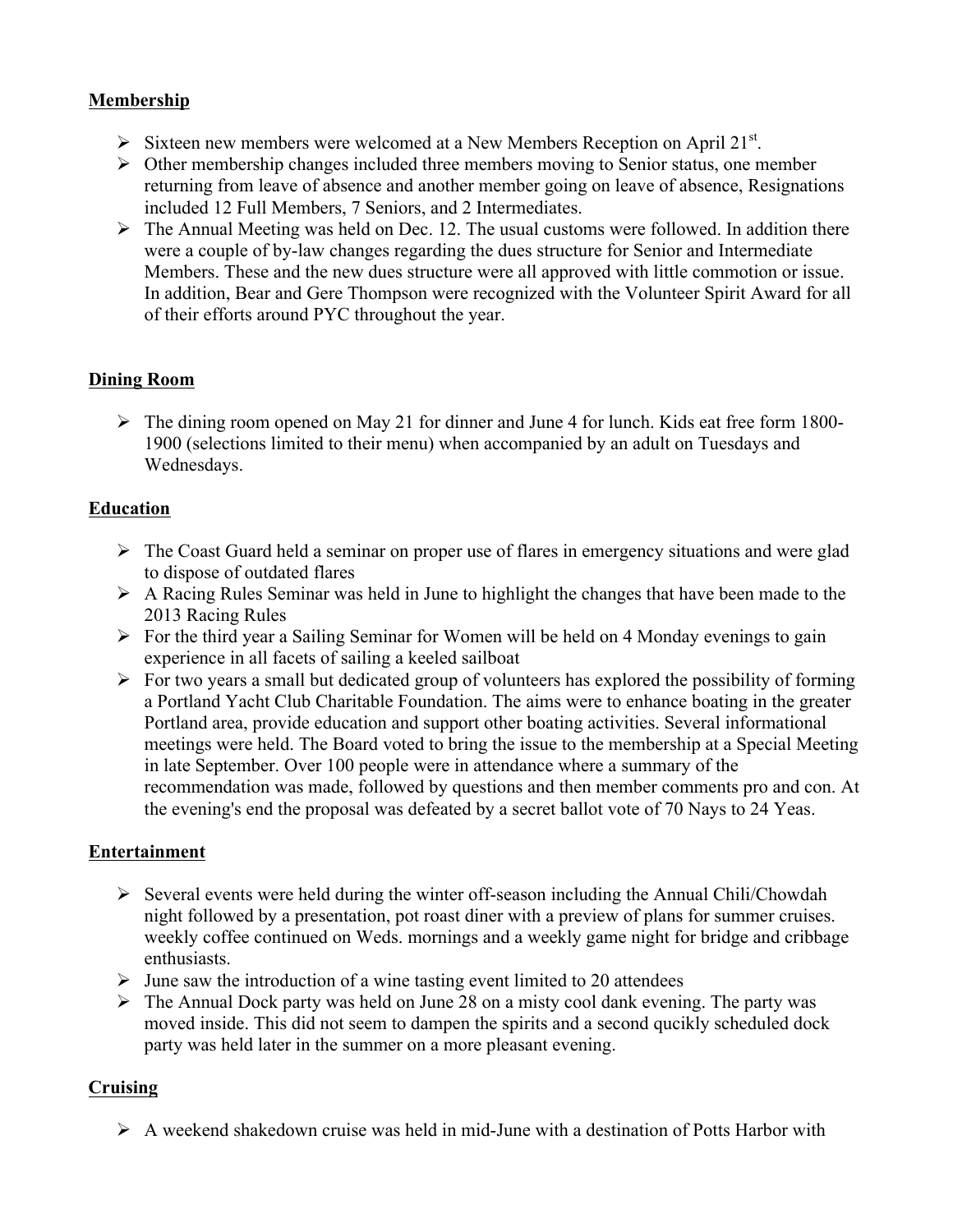## Membership

- Sixteen new members were welcomed at a New Members Reception on April 21st.
- Other membership changes included three members moving to Senior status, one member returning from leave of absence and another member going on leave of absence, Resignations included 12 Full Members, 7 Seniors, and 2 Intermediates.
- The Annual Meeting was held on Dec. 12. The usual customs were followed. In addition there were a couple of by-law changes regarding the dues structure for Senior and Intermediate Members. These and the new dues structure were all approved with little commotion or issue. In addition, Bear and Gere Thompson were recognized with the Volunteer Spirit Award for all of their efforts around PYC throughout the year.

## Dining Room

- The dining room opened on May 21 for dinner and June 4 for lunch. Kids eat free form 1800-1900 (selections limited to their menu) when accompanied by an adult on Tuesdays and Wednesdays.

## Education

- The Coast Guard held a seminar on proper use of flares in emergency situations and were glad to dispose of outdated flares
- A Racing Rules Seminar was held in June to highlight the changes that have been made to the 2013 Racing Rules
- For the third year a Sailing Seminar for Women will be held on 4 Monday evenings to gain experience in all facets of sailing a keeled sailboat
- For two years a small but dedicated group of volunteers has explored the possibility of forming a Portland Yacht Club Charitable Foundation. The aims were to enhance boating in the greater Portland area, provide education and support other boating activities. Several informational meetings were held. The Board voted to bring the issue to the membership at a Special Meeting in late September. Over 100 people were in attendance where a summary of the recommendation was made, followed by questions and then member comments pro and con. At the evening's end the proposal was defeated by a secret ballot vote of 70 Nays to 24 Yeas.

## Entertainment

- Several events were held during the winter off-season including the Annual Chili/Chowdah night followed by a presentation, pot roast diner with a preview of plans for summer cruises. weekly coffee continued on Weds. mornings and a weekly game night for bridge and cribbage enthusiasts.
- June saw the introduction of a wine tasting event limited to 20 attendees
- The Annual Dock party was held on June 28 on a misty cool dank evening. The party was moved inside. This did not seem to dampen the spirits and a second qucikly scheduled dock party was held later in the summer on a more pleasant evening.

## Cruising

- A weekend shakedown cruise was held in mid-June with a destination of Potts Harbor with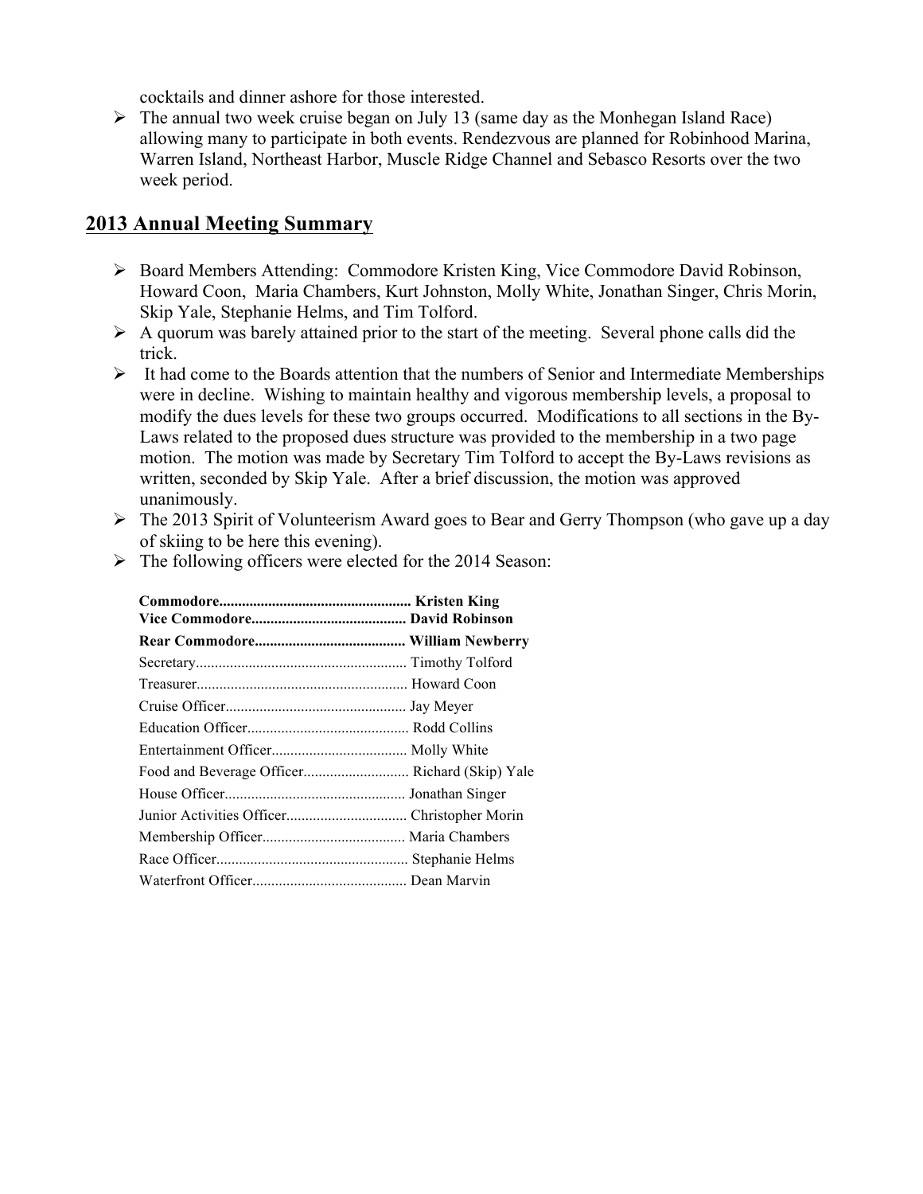cocktails and dinner ashore for those interested.

- The annual two week cruise began on July 13 (same day as the Monhegan Island Race) allowing many to participate in both events. Rendezvous are planned for Robinhood Marina, Warren Island, Northeast Harbor, Muscle Ridge Channel and Sebasco Resorts over the two week period.

## 2013 Annual Meeting Summary

- Board Members Attending: Commodore Kristen King, Vice Commodore David Robinson, Howard Coon, Maria Chambers, Kurt Johnston, Molly White, Jonathan Singer, Chris Morin, Skip Yale, Stephanie Helms, and Tim Tolford.
- A quorum was barely attained prior to the start of the meeting. Several phone calls did the trick.
- It had come to the Boards attention that the numbers of Senior and Intermediate Memberships were in decline. Wishing to maintain healthy and vigorous membership levels, a proposal to modify the dues levels for these two groups occurred. Modifications to all sections in the By-Laws related to the proposed dues structure was provided to the membership in a two page motion. The motion was made by Secretary Tim Tolford to accept the By-Laws revisions as written, seconded by Skip Yale. After a brief discussion, the motion was approved unanimously.
- The 2013 Spirit of Volunteerism Award goes to Bear and Gerry Thompson (who gave up a day of skiing to be here this evening).
- The following officers were elected for the 2014 Season:

**Commodore.................................................. Kristen King**
**Vice Commodore......................................... David Robinson**
**Rear Commodore........................................ William Newberry**
Secretary....................................................... Timothy Tolford
Treasurer....................................................... Howard Coon
Cruise Officer................................................ Jay Meyer
Education Officer........................................... Rodd Collins
Entertainment Officer.................................... Molly White
Food and Beverage Officer............................ Richard (Skip) Yale
House Officer................................................ Jonathan Singer
Junior Activities Officer................................ Christopher Morin
Membership Officer...................................... Maria Chambers
Race Officer.................................................. Stephanie Helms
Waterfront Officer......................................... Dean Marvin